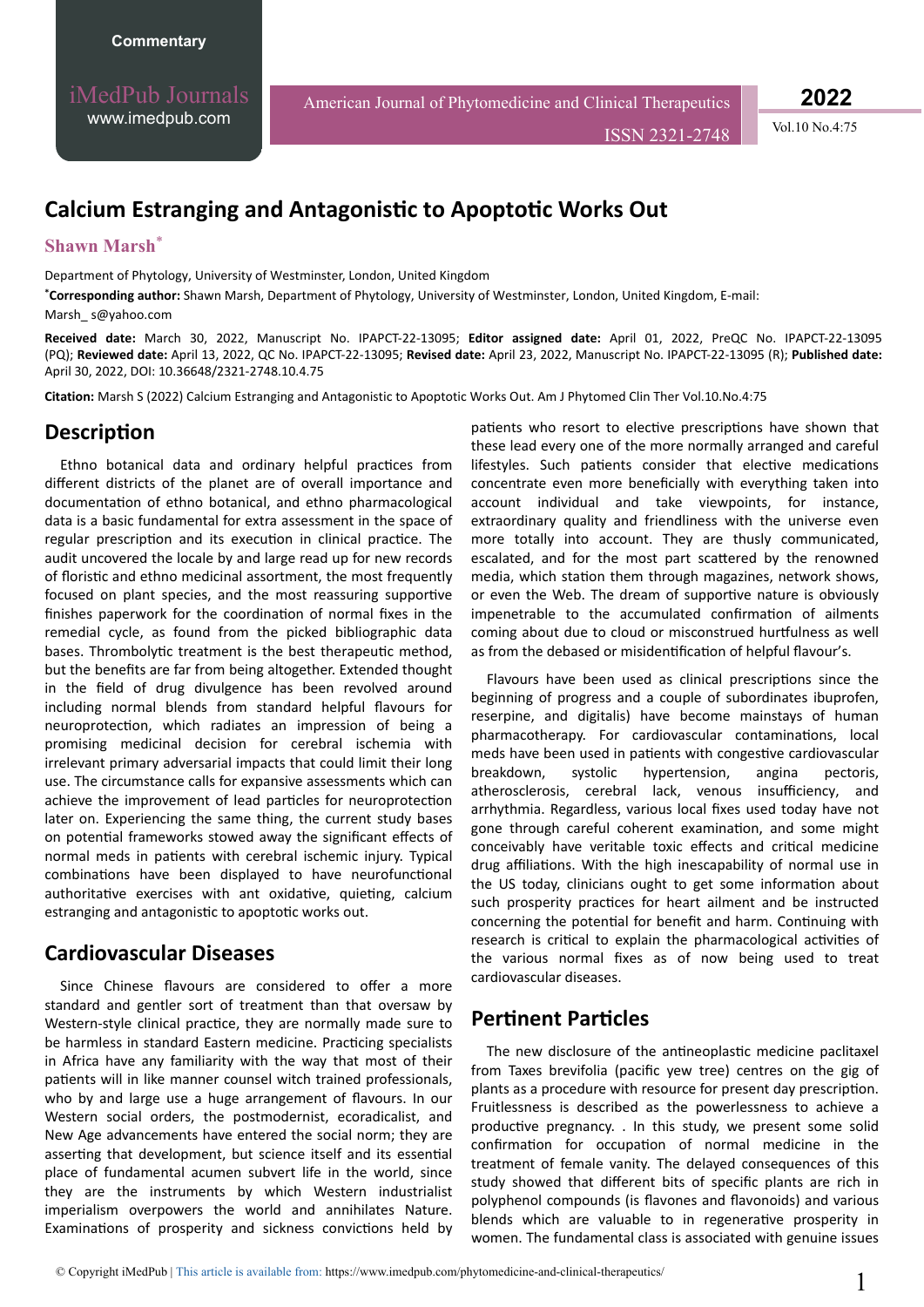Commentary

# Calcium Estranging and Antagonistic to Apoptotic Works Out

**Shawn Marsh***

Department of Phytology, University of Westminster, London, United Kingdom

***Corresponding author:** Shawn Marsh, Department of Phytology, University of Westminster, London, United Kingdom, E-mail: Marsh_ s@yahoo.com

**Received date:** March 30, 2022, Manuscript No. IPAPCT-22-13095; **Editor assigned date:** April 01, 2022, PreQC No. IPAPCT-22-13095 (PQ); **Reviewed date:** April 13, 2022, QC No. IPAPCT-22-13095; **Revised date:** April 23, 2022, Manuscript No. IPAPCT-22-13095 (R); **Published date:** April 30, 2022, DOI: 10.36648/2321-2748.10.4.75

**Citation:** Marsh S (2022) Calcium Estranging and Antagonistic to Apoptotic Works Out. Am J Phytomed Clin Ther Vol.10.No.4:75

## Description

Ethno botanical data and ordinary helpful practices from different districts of the planet are of overall importance and documentation of ethno botanical, and ethno pharmacological data is a basic fundamental for extra assessment in the space of regular prescription and its execution in clinical practice. The audit uncovered the locale by and large read up for new records of floristic and ethno medicinal assortment, the most frequently focused on plant species, and the most reassuring supportive finishes paperwork for the coordination of normal fixes in the remedial cycle, as found from the picked bibliographic data bases. Thrombolytic treatment is the best therapeutic method, but the benefits are far from being altogether. Extended thought in the field of drug divulgence has been revolved around including normal blends from standard helpful flavours for neuroprotection, which radiates an impression of being a promising medicinal decision for cerebral ischemia with irrelevant primary adversarial impacts that could limit their long use. The circumstance calls for expansive assessments which can achieve the improvement of lead particles for neuroprotection later on. Experiencing the same thing, the current study bases on potential frameworks stowed away the significant effects of normal meds in patients with cerebral ischemic injury. Typical combinations have been displayed to have neurofunctional authoritative exercises with ant oxidative, quieting, calcium estranging and antagonistic to apoptotic works out.

## Cardiovascular Diseases

Since Chinese flavours are considered to offer a more standard and gentler sort of treatment than that oversaw by Western-style clinical practice, they are normally made sure to be harmless in standard Eastern medicine. Practicing specialists in Africa have any familiarity with the way that most of their patients will in like manner counsel witch trained professionals, who by and large use a huge arrangement of flavours. In our Western social orders, the postmodernist, ecoradicalist, and New Age advancements have entered the social norm; they are asserting that development, but science itself and its essential place of fundamental acumen subvert life in the world, since they are the instruments by which Western industrialist imperialism overpowers the world and annihilates Nature. Examinations of prosperity and sickness convictions held by patients who resort to elective prescriptions have shown that these lead every one of the more normally arranged and careful lifestyles. Such patients consider that elective medications concentrate even more beneficially with everything taken into account individual and take viewpoints, for instance, extraordinary quality and friendliness with the universe even more totally into account. They are thusly communicated, escalated, and for the most part scattered by the renowned media, which station them through magazines, network shows, or even the Web. The dream of supportive nature is obviously impenetrable to the accumulated confirmation of ailments coming about due to cloud or misconstrued hurtfulness as well as from the debased or misidentification of helpful flavour's.

Flavours have been used as clinical prescriptions since the beginning of progress and a couple of subordinates ibuprofen, reserpine, and digitalis) have become mainstays of human pharmacotherapy. For cardiovascular contaminations, local meds have been used in patients with congestive cardiovascular breakdown, systolic hypertension, angina pectoris, atherosclerosis, cerebral lack, venous insufficiency, and arrhythmia. Regardless, various local fixes used today have not gone through careful coherent examination, and some might conceivably have veritable toxic effects and critical medicine drug affiliations. With the high inescapability of normal use in the US today, clinicians ought to get some information about such prosperity practices for heart ailment and be instructed concerning the potential for benefit and harm. Continuing with research is critical to explain the pharmacological activities of the various normal fixes as of now being used to treat cardiovascular diseases.

## Pertinent Particles

The new disclosure of the antineoplastic medicine paclitaxel from Taxes brevifolia (pacific yew tree) centres on the gig of plants as a procedure with resource for present day prescription. Fruitlessness is described as the powerlessness to achieve a productive pregnancy. . In this study, we present some solid confirmation for occupation of normal medicine in the treatment of female vanity. The delayed consequences of this study showed that different bits of specific plants are rich in polyphenol compounds (is flavones and flavonoids) and various blends which are valuable to in regenerative prosperity in women. The fundamental class is associated with genuine issues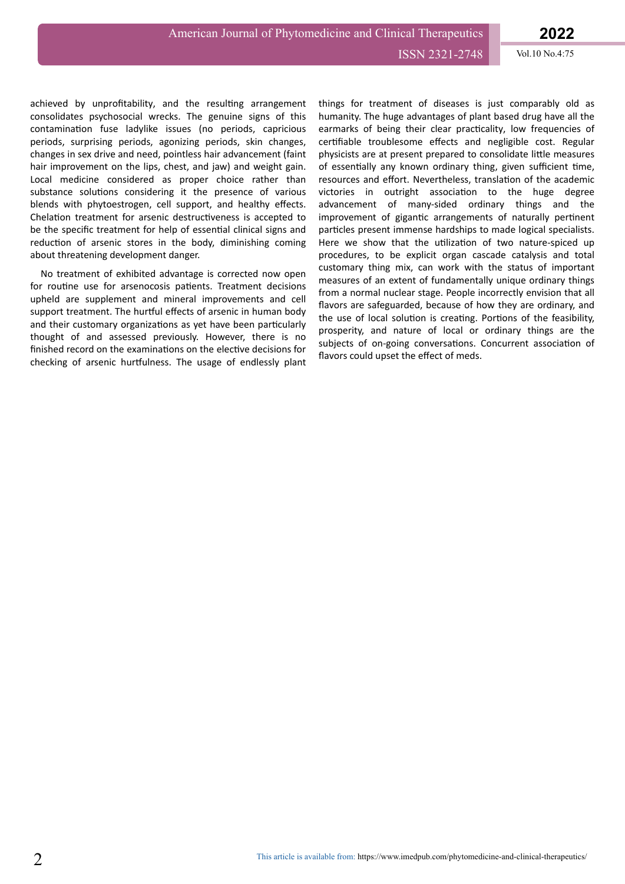achieved by unprofitability, and the resulting arrangement consolidates psychosocial wrecks. The genuine signs of this contamination fuse ladylike issues (no periods, capricious periods, surprising periods, agonizing periods, skin changes, changes in sex drive and need, pointless hair advancement (faint hair improvement on the lips, chest, and jaw) and weight gain. Local medicine considered as proper choice rather than substance solutions considering it the presence of various blends with phytoestrogen, cell support, and healthy effects. Chelation treatment for arsenic destructiveness is accepted to be the specific treatment for help of essential clinical signs and reduction of arsenic stores in the body, diminishing coming about threatening development danger.

No treatment of exhibited advantage is corrected now open for routine use for arsenocosis patients. Treatment decisions upheld are supplement and mineral improvements and cell support treatment. The hurtful effects of arsenic in human body and their customary organizations as yet have been particularly thought of and assessed previously. However, there is no finished record on the examinations on the elective decisions for checking of arsenic hurtfulness. The usage of endlessly plant things for treatment of diseases is just comparably old as humanity. The huge advantages of plant based drug have all the earmarks of being their clear practicality, low frequencies of certifiable troublesome effects and negligible cost. Regular physicists are at present prepared to consolidate little measures of essentially any known ordinary thing, given sufficient time, resources and effort. Nevertheless, translation of the academic victories in outright association to the huge degree advancement of many-sided ordinary things and the improvement of gigantic arrangements of naturally pertinent particles present immense hardships to made logical specialists. Here we show that the utilization of two nature-spiced up procedures, to be explicit organ cascade catalysis and total customary thing mix, can work with the status of important measures of an extent of fundamentally unique ordinary things from a normal nuclear stage. People incorrectly envision that all flavors are safeguarded, because of how they are ordinary, and the use of local solution is creating. Portions of the feasibility, prosperity, and nature of local or ordinary things are the subjects of on-going conversations. Concurrent association of flavors could upset the effect of meds.